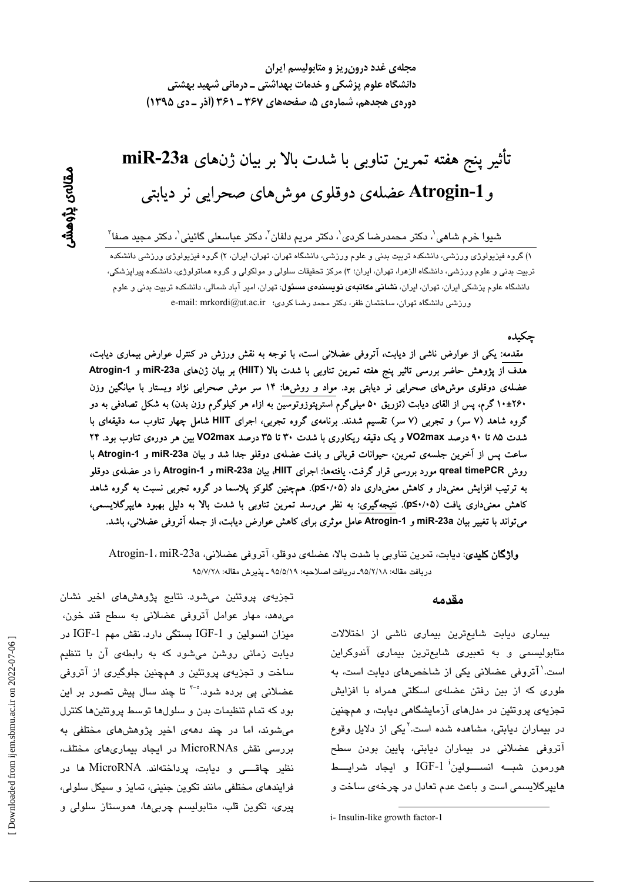مجله‌ی غدد درون‌ریز و متابولیسم ایران
دانشگاه علوم پزشکی و خدمات بهداشتی ـ درمانی شهید بهشتی
دوره‌ی هجدهم، شماره‌ی ۵، صفحه‌های ۳۶۷ ـ ۳۶۱ (آذر ـ دی ۱۳۹۵)

مقاله‌ی پژوهشی

# تأثیر پنج هفته تمرین تناوبی با شدت بالا بر بیان ژن‌های miR-23a و Atrogin-1 عضله‌ی دوقلوی موش‌های صحرایی نر دیابتی

شیوا خرم شاهی[1]، دکتر محمدرضا کردی[1]، دکتر مریم دلفان[2]، دکتر عباسعلی گائینی[1]، دکتر مجید صفا[3]

۱) گروه فیزیولوژی ورزشی، دانشکده تربیت بدنی و علوم ورزشی، دانشگاه تهران، تهران، ایران، ۲) گروه فیزیولوژی ورزشی دانشکده تربیت بدنی و علوم ورزشی، دانشگاه الزهرا، تهران، ایران؛ ۳) مرکز تحقیقات سلولی و مولکولی و گروه هماتولوژی، دانشکده پیراپزشکی، دانشگاه علوم پزشکی ایران، تهران، ایران، **نشانی مکاتبه‌ی نویسنده‌ی مسئول**: تهران، امیر آباد شمالی، دانشکده تربیت بدنی و علوم ورزشی دانشگاه تهران، ساختمان ظفر، دکتر محمد رضا کردی؛ e-mail: mrkordi@ut.ac.ir

## چکیده

مقدمه: یکی از عوارض ناشی از دیابت، آتروفی عضلانی است، با توجه به نقش ورزش در کنترل عوارض بیماری دیابت، هدف از پژوهش حاضر بررسی تاثیر پنج هفته تمرین تناوبی با شدت بالا (HIIT) بر بیان ژن‌های miR-23a و Atrogin-1 عضله‌ی دوقلوی موش‌های صحرایی نر دیابتی بود. مواد و روش‌ها: ۱۴ سر موش صحرایی نژاد ویستار با میانگین وزن ۱۰±۲۶۰ گرم، پس از القای دیابت (تزریق ۵۰ میلی‌گرم استرپتوزوتوسین به ازاء هر کیلوگرم وزن بدن) به شکل تصادفی به دو گروه شاهد (۷ سر) و تجربی (۷ سر) تقسیم شدند. برنامه‌ی گروه تجربی، اجرای HIIT شامل چهار تناوب سه دقیقه‌ای با شدت ۸۵ تا ۹۰ درصد VO2max و یک دقیقه ریکاوری با شدت ۳۰ تا ۳۵ درصد VO2max بین هر دوره‌ی تناوب بود. ۲۴ ساعت پس از آخرین جلسه‌ی تمرین، حیوانات قربانی و بافت عضله‌ی دوقلو جدا شد و بیان miR-23a و Atrogin-1 با روش qreal timePCR مورد بررسی قرار گرفت. یافته‌ها: اجرای HIIT، بیان miR-23a و Atrogin-1 را در عضله‌ی دوقلو به ترتیب افزایش معنی‌دار و کاهش معنی‌داری داد ($p\leq0.05$). هم‌چنین گلوکز پلاسما در گروه تجربی نسبت به گروه شاهد کاهش معنی‌داری یافت ($p\leq0.05$). نتیجه‌گیری: به نظر می‌رسد تمرین تناوبی با شدت بالا به دلیل بهبود هایپرگلایسمی، می‌تواند با تغییر بیان miR-23a و Atrogin-1 عامل موثری برای کاهش عوارض دیابت، از جمله آتروفی عضلانی، باشد.

**واژگان کلیدی**: دیابت، تمرین تناوبی با شدت بالا، عضله‌ی دوقلو، آتروفی عضلانی، miR-23a، Atrogin-1

دریافت مقاله: ۹۵/۲/۱۸ـ دریافت اصلاحیه: ۹۵/۵/۱۹ ـ پذیرش مقاله: ۹۵/۷/۲۸

## مقدمه

بیماری دیابت شایع‌ترین بیماری ناشی از اختلالات متابولیسمی و به تعبیری شایع‌ترین بیماری آندوکراین است.[1] آتروفی عضلانی یکی از شاخص‌های دیابت است، به طوری که از بین رفتن عضله‌ی اسکلتی همراه با افزایش تجزیه‌ی پروتئین در مدل‌های آزمایشگاهی دیابت، و هم‌چنین در بیماران دیابتی، مشاهده شده است.[2] یکی از دلایل وقوع آتروفی عضلانی در بیماران دیابتی، پایین بودن سطح هورمون شبه انسولین[i] IGF-1 و ایجاد شرایط هایپرگلایسمی است و باعث عدم تعادل در چرخه‌ی ساخت و تجزیه‌ی پروتئین می‌شود. نتایج پژوهش‌های اخیر نشان می‌دهد، مهار عوامل آتروفی عضلانی به سطح قند خون، میزان انسولین و IGF-1 بستگی دارد. نقش مهم IGF-1 در دیابت زمانی روشن می‌شود که به رابطه‌ی آن با تنظیم ساخت و تجزیه‌ی پروتئین و هم‌چنین جلوگیری از آتروفی عضلانی پی برده شود.[3-5] تا چند سال پیش تصور بر این بود که تمام تنظیمات بدن و سلول‌ها توسط پروتئین‌ها کنترل می‌شوند، اما در چند دهه‌ی اخیر پژوهش‌های مختلفی به بررسی نقش MicroRNAs در ایجاد بیماری‌های مختلف، نظیر چاقی و دیابت، پرداخته‌اند. MicroRNA ها در فرایندهای مختلفی مانند تکوین جنینی، تمایز و سیکل سلولی، پیری، تکوین قلب، متابولیسم چربی‌ها، هموستاز سلولی و

i- Insulin-like growth factor-1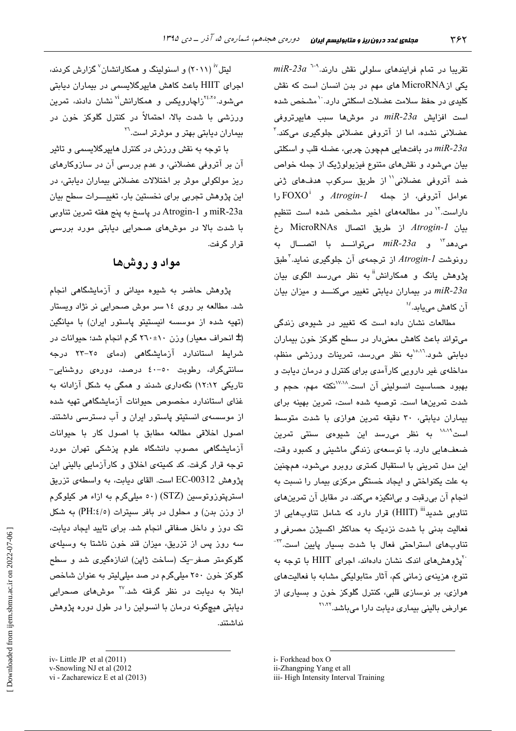تقریبا در تمام فرایندهای سلولی نقش دارند.[6-9] *miR-23a* یکی ازMicroRNA های مهم در بدن انسان است که نقش کلیدی در حفظ سلامت عضلات اسکلتی دارد.[10] مشخص شده است افزایش *miR-23a* در موش‌ها سبب هایپرتروفی عضلانی نشده، اما از آتروفی عضلانی جلوگیری می‌کند.[3] *miR-23a* در بافت‌هایی هم‌چون چربی، عضله قلب و اسکلتی بیان می‌شود و نقش‌های متنوع فیزیولوژیک از جمله خواص ضد آتروفی عضلانی[11] از طریق سرکوب هدف‌های ژنی عوامل آتروفی، از جمله *Atrogin-1* و FOXO[i] را داراست.[12] در مطالعه‌های اخیر مشخص شده است تنظیم بیان *Atrogin-1* از طریق اتصال MicroRNAs رخ می‌دهد[13] و *miR-23a* می‌توانـــد با اتصـــال به رونوشت *Atrogin-1* از ترجمه‌ی آن جلوگیری نماید.[3] طبق پژوهش یانگ و همکارانش[ii] به نظر می‌رسد الگوی بیان *miR-23a* در بیماران دیابتی تغییر می‌کنـــد و میزان بیان آن کاهش می‌یابد.[14]

مطالعات نشان داده است که تغییر در شیوه‌ی زندگی می‌تواند باعث کاهش معنی‌دار در سطح گلوکز خون بیماران دیابتی شود.[15،16] به نظر می‌رسد، تمرینات ورزشی منظم، مداخله‌ی غیر دارویی کارآمدی برای کنترل و درمان دیابت و بهبود حساسیت انسولینی آن است.[17،18] نکته مهم، حجم و شدت تمرین‌ها است. توصیه شده است، تمرین بهینه برای بیماران دیابتی، ۳۰ دقیقه تمرین هوازی با شدت متوسط است[18،19] به نظر می‌رسد این شیوه‌ی سنتی تمرین ضعف‌هایی دارد. با توسعه‌ی زندگی ماشینی و کمبود وقت، این مدل تمرینی با استقبال کمتری روبرو می‌شود، همچنین به علت یکنواختی و ایجاد خستگی مرکزی بیمار را نسبت به انجام آن بی‌رقبت و بی‌انگیزه می‌کند. در مقابل آن تمرین‌های تناوبی شدید[iii] (HIIT) قرار دارد که شامل تناوب‌هایی از فعالیت بدنی با شدت نزدیک به حداکثر اکسیژن مصرفی و تناوب‌های استراحتی فعال با شدت بسیار پایین است.[20-23] پژوهش‌های اندک نشان داده‌اند، اجرای HIIT با توجه به تنوع، هزینه‌ی زمانی کم، آثار متابولیکی مشابه با فعالیت‌های هوازی، بر نوسازی قلبی، کنترل گلوکز خون و بسیاری از عوارض بالینی بیماری دیابت دارا می‌باشد.[21،22]

لیتل[iv] (۲۰۱۱) و اسنولینگ و همکارانشان[v] گزارش کردند، اجرای HIIT باعث کاهش هایپرگلایسمی در بیماران دیابتی می‌شود.[24،25] زاچارویکس و همکارانش[vi] نشان دادند، تمرین ورزشی با شدت بالا، احتمالاً در کنترل گلوکز خون در بیماران دیابتی بهتر و موثرتر است.[26]

با توجه به نقش ورزش در کنترل هایپرگلایسمی و تاثیر آن بر آتروفی عضلانی، و عدم بررسی آن در سازوکارهای ریز مولکولی موثر بر اختلالات عضلانی بیماران دیابتی، در این پژوهش تجربی برای نخستین بار، تغییـــرات سطح بیان miR-23a و Atrogin-1 در پاسخ به پنج هفته تمرین تناوبی با شدت بالا در موش‌های صحرایی دیابتی مورد بررسی قرار گرفت.

## مواد و روش‌ها

پژوهش حاضر به شیوه میدانی و آزمایشگاهی انجام شد. مطالعه بر روی ۱۴ سر موش صحرایی نر نژاد ویستار (تهیه شده از موسسه انستیتو پاستور ایران) با میانگین (± انحراف معیار) وزن ۱۰±۲۶۰ گرم انجام شد؛ حیوانات در شرایط استاندارد آزمایشگاهی (دمای ۲۵-۲۳ درجه سانتی‌گراد، رطوبت ۵۰-۴۰ درصد، دوره‌ی روشنایی- تاریکی ۱۲:۱۲) نگه‌داری شدند و همگی به شکل آزادانه به غذای استاندارد مخصوص حیوانات آزمایشگاهی تهیه شده از موسسه‌ی انستیتو پاستور ایران و آب دسترسی داشتند. اصول اخلاقی مطالعه مطابق با اصول کار با حیوانات آزمایشگاهی مصوب دانشگاه علوم پزشکی تهران مورد توجه قرار گرفت. کد کمیته‌ی اخلاق و کارآزمایی بالینی این پژوهش EC-00312 است. القای دیابت، به واسطه‌ی تزریق استرپتوزوتوسین (STZ) (۵۰ میلی‌گرم به ازاء هر کیلوگرم از وزن بدن) و محلول در بافر سیترات (PH:۴/۵) به شکل تک دوز و داخل صفاقی انجام شد. برای تایید ایجاد دیابت، سه روز پس از تزریق، میزان قند خون ناشتا به وسیله‌ی گلوکومتر صفر-یک (ساخت ژاپن) اندازه‌گیری شد و سطح گلوکز خون ۲۵۰ میلی‌گرم در صد میلی‌لیتر به عنوان شاخص ابتلا به دیابت در نظر گرفته شد.[27] موش‌های صحرایی دیابتی هیچ‌گونه درمان با انسولین را در طول دوره پژوهش نداشتند.

---

i- Forkhead box O
ii-Zhangping Yang et all
iii- High Intensity Interval Training

iv- Little JP et al (2011)
v-Snowling NJ et al (2012
vi - Zacharewicz E et al (2013)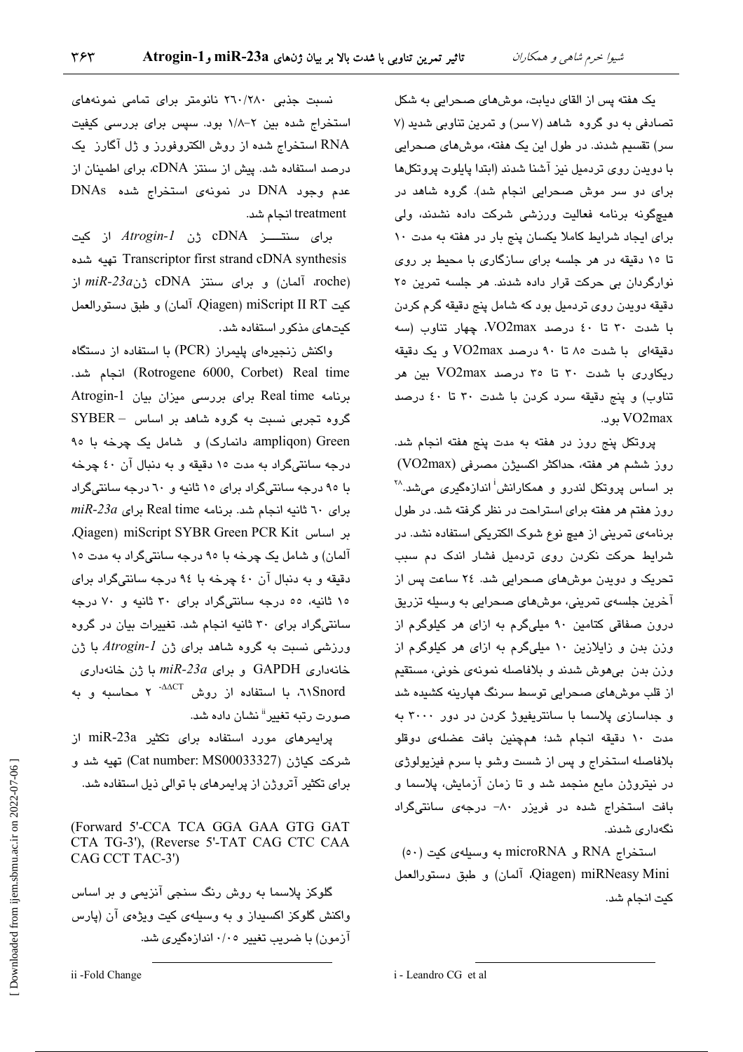یک هفته پس از القای دیابت، موش‌های صحرایی به شکل تصادفی به دو گروه شاهد (۷ سر) و تمرین تناوبی شدید (۷ سر) تقسیم شدند. در طول این یک هفته، موش‌های صحرایی با دویدن روی تردمیل نیز آشنا شدند (ابتدا پایلوت پروتکل‌ها برای دو سر موش صحرایی انجام شد). گروه شاهد در هیچ‌گونه برنامه فعالیت ورزشی شرکت داده نشدند، ولی برای ایجاد شرایط کاملا یکسان پنج بار در هفته به مدت ۱۰ تا ۱۵ دقیقه در هر جلسه برای سازگاری با محیط بر روی نوارگردان بی حرکت قرار داده شدند. هر جلسه تمرین ۲۵ دقیقه دویدن روی تردمیل بود که شامل پنج دقیقه گرم کردن با شدت ۳۰ تا ۴۰ درصد VO2max، چهار تناوب (سه دقیقه‌ای با شدت ۸۵ تا ۹۰ درصد VO2max و یک دقیقه ریکاوری با شدت ۳۰ تا ۳۵ درصد VO2max بین هر تناوب) و پنج دقیقه سرد کردن با شدت ۳۰ تا ۴۰ درصد VO2max بود.

پروتکل پنج روز در هفته به مدت پنج هفته انجام شد. روز ششم هر هفته، حداکثر اکسیژن مصرفی (VO2max) بر اساس پروتکل لندرو و همکارانش[i] اندازه‌گیری می‌شد.[۲۸] روز هفتم هر هفته برای استراحت در نظر گرفته شد. در طول برنامه‌ی تمرینی از هیچ نوع شوک الکتریکی استفاده نشد. در شرایط حرکت نکردن روی تردمیل فشار اندک دم سبب تحریک و دویدن موش‌های صحرایی شد. ۲۴ ساعت پس از آخرین جلسه‌ی تمرینی، موش‌های صحرایی به وسیله تزریق درون صفاقی کتامین ۹۰ میلی‌گرم به ازای هر کیلوگرم از وزن بدن و زایلازین ۱۰ میلی‌گرم به ازای هر کیلوگرم از وزن بدن بی‌هوش شدند و بلافاصله نمونه‌ی خونی، مستقیم از قلب موش‌های صحرایی توسط سرنگ هپارینه کشیده شد و جداسازی پلاسما با سانتریفیوژ کردن در دور ۳۰۰۰ به مدت ۱۰ دقیقه انجام شد؛ همچنین بافت عضله‌ی دوقلو بلافاصله استخراج و پس از شست وشو با سرم فیزیولوژی در نیتروژن مایع منجمد شد و تا زمان آزمایش، پلاسما و بافت استخراج شده در فریزر ۸۰- درجه‌ی سانتی‌گراد نگه‌داری شدند.

استخراج RNA و microRNA به وسیله‌ی کیت (۵۰) miRNeasy Mini (Qiagen، آلمان) و طبق دستورالعمل کیت انجام شد.

نسبت جذبی ۲۶۰/۲۸۰ نانومتر برای تمامی نمونه‌های استخراج شده بین ۲-۱/۸ بود. سپس برای بررسی کیفیت RNA استخراج شده از روش الکتروفورز و ژل آگارز یک درصد استفاده شد. پیش از سنتز cDNA، برای اطمینان از عدم وجود DNA در نمونه‌ی استخراج شده DNAs treatment انجام شد.

برای سنتز cDNA ژن *Atrogin-1* از کیت Transcriptor first strand cDNA synthesis تهیه شده (roche، آلمان) و برای سنتز cDNA ژن *miR-23a* از کیت Qiagen) miScript II RT، آلمان) و طبق دستورالعمل کیت‌های مذکور استفاده شد.

واکنش زنجیره‌ای پلیمراز (PCR) با استفاده از دستگاه Real time (Rotrogene 6000, Corbet) انجام شد. برنامه Real time برای بررسی میزان بیان Atrogin-1 گروه تجربی نسبت به گروه شاهد بر اساس SYBER – Green (ampliqon، دانمارک) و شامل یک چرخه با ۹۵ درجه سانتی‌گراد به مدت ۱۵ دقیقه و به دنبال آن ۴۰ چرخه با ۹۵ درجه سانتی‌گراد برای ۱۵ ثانیه و ۶۰ درجه سانتی‌گراد برای ۶۰ ثانیه انجام شد. برنامه Real time برای *miR-23a* بر اساس Qiagen) miScript SYBR Green PCR Kit، آلمان) و شامل یک چرخه با ۹۵ درجه سانتی‌گراد به مدت ۱۵ دقیقه و به دنبال آن ۴۰ چرخه با ۹۴ درجه سانتی‌گراد برای ۱۵ ثانیه، ۵۵ درجه سانتی‌گراد برای ۳۰ ثانیه و ۷۰ درجه سانتی‌گراد برای ۳۰ ثانیه انجام شد. تغییرات بیان در گروه ورزشی نسبت به گروه شاهد برای ژن *Atrogin-1* با ژن خانه‌داری GAPDH و برای *miR-23a* با ژن خانه‌داری Snord۶۱، با استفاده از روش $2^{-\Delta\Delta CT}$ محاسبه و به صورت رتبه تغییر[ii] نشان داده شد.

پرایمرهای مورد استفاده برای تکثیر miR-23a از شرکت کیاژن (Cat number: MS00033327) تهیه شد و برای تکثیر آتروژن از پرایمرهای با توالی ذیل استفاده شد.

(Forward 5'-CCA TCA GGA GAA GTG GAT CTA TG-3'), (Reverse 5'-TAT CAG CTC CAA CAG CCT TAC-3')

گلوکز پلاسما به روش رنگ سنجی آنزیمی و بر اساس واکنش گلوکز اکسیداز و به وسیله‌ی کیت ویژه‌ی آن (پارس آزمون) با ضریب تغییر ۰/۰۵ اندازه‌گیری شد.

i - Leandro CG et al

ii -Fold Change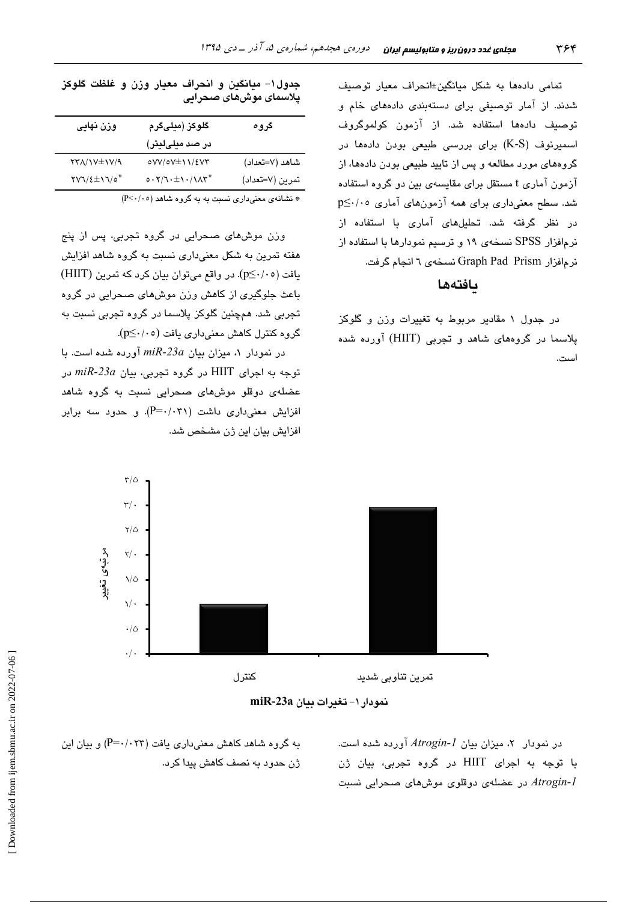تمامی داده‌ها به شکل میانگین±انحراف معیار توصیف شدند. از آمار توصیفی برای دسته‌بندی داده‌های خام و توصیف داده‌ها استفاده شد. از آزمون کولموگروف اسمیرنوف (K-S) برای بررسی طبیعی بودن داده‌ها در گروه‌های مورد مطالعه و پس از تایید طبیعی بودن داده‌ها، از آزمون آماری t مستقل برای مقایسه‌ی بین دو گروه استفاده شد. سطح معنی‌داری برای همه آزمون‌های آماری $p \leq ۰/۰۵$ در نظر گرفته شد. تحلیل‌های آماری با استفاده از نرم‌افزار SPSS نسخه‌ی ۱۹ و ترسیم نمودارها با استفاده از نرم‌افزار Graph Pad Prism نسخه‌ی ٦ انجام گرفت.

## یافته‌ها

در جدول ۱ مقادیر مربوط به تغییرات وزن و گلوکز پلاسما در گروه‌های شاهد و تجربی (HIIT) آورده شده است.

**جدول۱- میانگین و انحراف معیار وزن و غلظت گلوکز پلاسمای موش‌های صحرایی**

| گروه | گلوکز (میلی‌گرم در صد میلی‌لیتر) | وزن نهایی |
|---|---|---|
| شاهد (۷=تعداد) | ۵۷۷/۵۷±۱۱/٤۷۳ | ۲۳۸/۱۷±۱۷/۹ |
| تمرین (۷=تعداد) | ۵۰۲/٦۰±۱۰/۱۸۳* | ۲۷٦/٤±۱٦/۵* |

* نشانه‌ی معنی‌داری نسبت به به گروه شاهد ($P<۰/۰۵$)

وزن موش‌های صحرایی در گروه تجربی، پس از پنج هفته تمرین به شکل معنی‌داری نسبت به گروه شاهد افزایش یافت ($p \leq ۰/۰۵$). در واقع می‌توان بیان کرد که تمرین (HIIT) باعث جلوگیری از کاهش وزن موش‌های صحرایی در گروه تجربی شد. همچنین گلوکز پلاسما در گروه تجربی نسبت به گروه کنترل کاهش معنی‌داری یافت ($p \leq ۰/۰۵$).

در نمودار ۱، میزان بیان *miR-23a* آورده شده است. با توجه به اجرای HIIT در گروه تجربی، بیان *miR-23a* در عضله‌ی دوقلو موش‌های صحرایی نسبت به گروه شاهد افزایش معنی‌داری داشت ($P=۰/۰۳۱$). و حدود سه برابر افزایش بیان این ژن مشخص شد.

**نمودار۱- تغیرات بیان miR-23a**

در نمودار ۲، میزان بیان *Atrogin-1* آورده شده است. با توجه به اجرای HIIT در گروه تجربی، بیان ژن *Atrogin-1* در عضله‌ی دوقلوی موش‌های صحرایی نسبت به گروه شاهد کاهش معنی‌داری یافت ($P=۰/۰۲۳$) و بیان این ژن حدود به نصف کاهش پیدا کرد.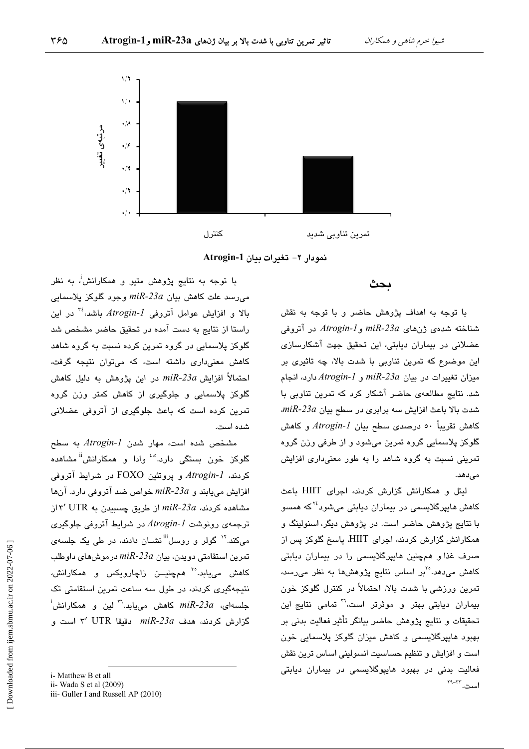نمودار ۲- تغییرات بیان Atrogin-1

## بحث

با توجه به اهداف پژوهش حاضر و با توجه به نقش شناخته شده‌ی ژن‌های *miR-23a* و *Atrogin-1* در آتروفی عضلانی در بیماران دیابتی، این تحقیق جهت آشکارسازی این موضوع که تمرین تناوبی با شدت بالا، چه تاثیری بر میزان تغییرات در بیان *miR-23a* و *Atrogin-1* دارد، انجام شد. نتایج مطالعه‌ی حاضر آشکار کرد که تمرین تناوبی با شدت بالا باعث افزایش سه برابری در سطح بیان *miR-23a*، کاهش تقریباً ۵۰ درصدی سطح بیان *Atrogin-1* و کاهش گلوکز پلاسمایی گروه تمرین می‌شود و از طرفی وزن گروه تمرینی نسبت به گروه شاهد را به طور معنی‌داری افزایش می‌دهد.

لیتل و همکارانش گزارش کردند، اجرای HIIT باعث کاهش هایپرگلایسمی در بیماران دیابتی می‌شود[۲۴] که همسو با نتایج پژوهش حاضر است. در پژوهش دیگر، اسنولینگ و همکارانش گزارش کردند، اجرای HIIT، پاسخ گلوکز پس از صرف غذا و همچنین هایپرگلایسمی را در بیماران دیابتی کاهش می‌دهد.[۲۵] بر اساس نتایج پژوهش‌ها به نظر می‌رسد، تمرین ورزشی با شدت بالا، احتمالاً در کنترل گلوکز خون بیماران دیابتی بهتر و موثرتر است،[۲۶] تمامی نتایج این تحقیقات و نتایج پژوهش حاضر بیانگر تأثیر فعالیت بدنی بر بهبود هایپرگلایسمی و کاهش میزان گلوکز پلاسمایی خون است و افزایش و تنظیم حساسیت انسولینی اساس ترین نقش فعالیت بدنی در بهبود هایپوگلایسمی در بیماران دیابتی است.[۲۳-۲۹]

با توجه به نتایج پژوهش متیو و همکارانش[i]، به نظر می‌رسد علت کاهش بیان *miR-23a* وجود گلوکز پلاسمایی بالا و افزایش عوامل آتروفی *Atrogin-1* باشد،[۲۴] در این راستا از نتایج به دست آمده در تحقیق حاضر مشخص شد گلوکز پلاسمایی در گروه تمرین کرده نسبت به گروه شاهد کاهش معنی‌داری داشته است، که می‌توان نتیجه گرفت، احتمالاً افزایش *miR-23a* در این پژوهش به دلیل کاهش گلوکز پلاسمایی و جلوگیری از کاهش کمتر وزن گروه تمرین کرده است که باعث جلوگیری از آتروفی عضلانی شده است.

مشخص شده است، مهار شدن *Atrogin-1* به سطح گلوکز خون بستگی دارد.[۴،۵] وادا و همکارانش[ii] مشاهده کردند، *Atrogin-1* و پروتئین FOXO در شرایط آتروفی افزایش می‌یابند و *miR-23a* خواص ضد آتروفی دارد. آن‌ها مشاهده کردند، *miR-23a* از طریق چسبیدن به UTR ′۳ از ترجمه‌ی رونوشت *Atrogin-1* در شرایط آتروفی جلوگیری می‌کند.[۱۲] گولر و روسل[iii] نشان دادند، در طی یک جلسه‌ی تمرین استقامتی دویدن، بیان *miR-23a* درموش‌های داوطلب کاهش می‌یابد.[۳۵] همچنین زاچارویکس و همکارانش، نتیجه‌گیری کردند، در طول سه ساعت تمرین استقامتی تک جلسه‌ای، *miR-23a* کاهش می‌یابد.[۲۶] لین و همکارانش[i] گزارش کردند، هدف *miR-23a* دقیقا UTR ′۳ است و

i- Matthew B et all
ii- Wada S et al (2009)
iii- Guller I and Russell AP (2010)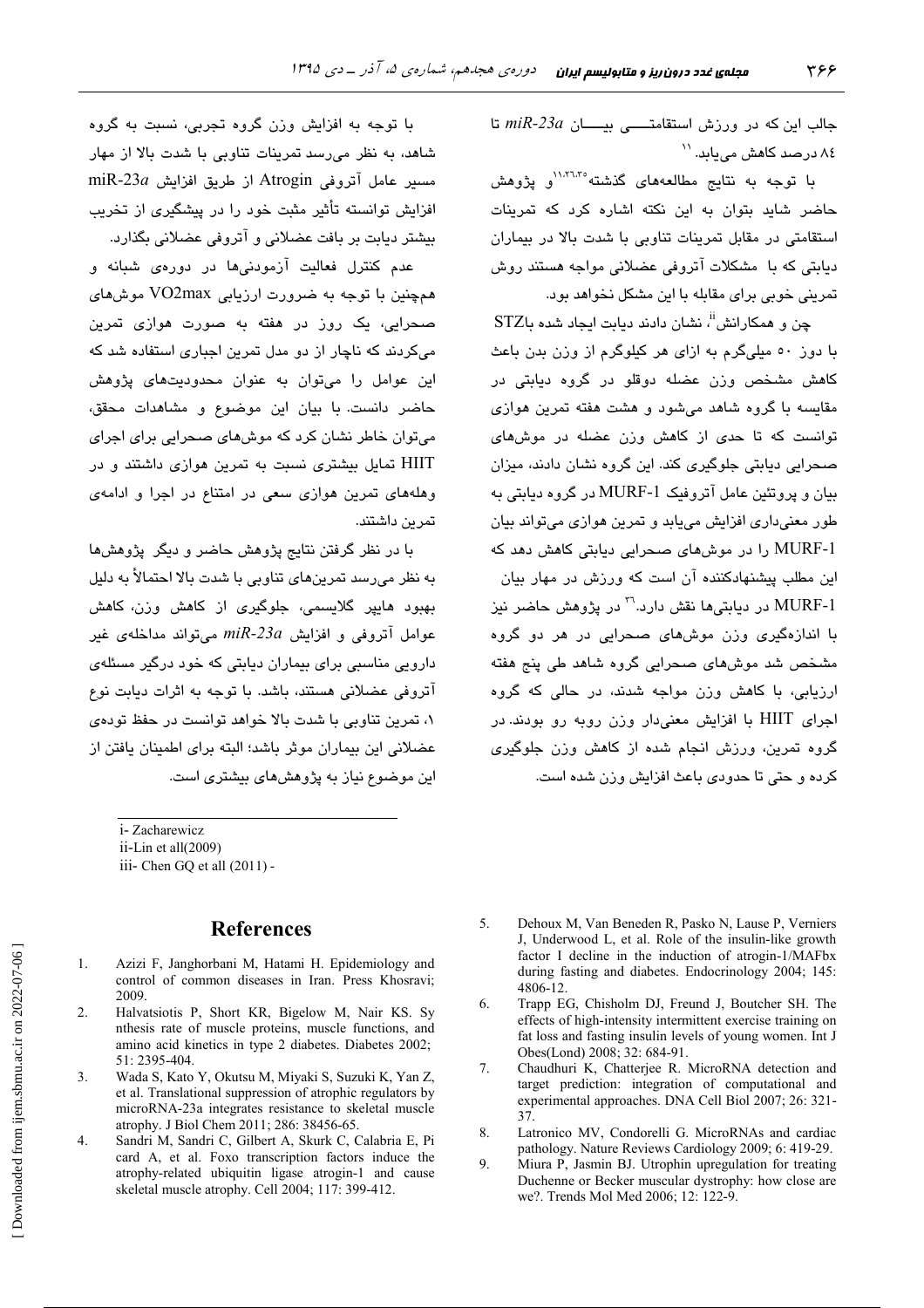جالب این که در ورزش استقامتی بیان *miR-23a* تا ۸۴ درصد کاهش می‌یابد.[۱۱]

با توجه به نتایج مطالعه‌های گذشته[۱۱،۲۶،۳۵] و پژوهش حاضر شاید بتوان به این نکته اشاره کرد که تمرینات استقامتی در مقابل تمرینات تناوبی با شدت بالا در بیماران دیابتی که با مشکلات آتروفی عضلانی مواجه هستند روش تمرینی خوبی برای مقابله با این مشکل نخواهد بود.

چن و همکارانش[ii] نشان دادند دیابت ایجاد شده باSTZ با دوز ۵۰ میلی‌گرم به ازای هر کیلوگرم از وزن بدن باعث کاهش مشخص وزن عضله دوقلو در گروه دیابتی در مقایسه با گروه شاهد می‌شود و هشت هفته تمرین هوازی توانست که تا حدی از کاهش وزن عضله در موش‌های صحرایی دیابتی جلوگیری کند. این گروه نشان دادند، میزان بیان و پروتئین عامل آتروفیک MURF-1 در گروه دیابتی به طور معنی‌داری افزایش می‌یابد و تمرین هوازی می‌تواند بیان MURF-1 را در موش‌های صحرایی دیابتی کاهش دهد که این مطلب پیشنهادکننده آن است که ورزش در مهار بیان MURF-1 در دیابتی‌ها نقش دارد.[۳۶] در پژوهش حاضر نیز با اندازه‌گیری وزن موش‌های صحرایی در هر دو گروه مشخص شد موش‌های صحرایی گروه شاهد طی پنج هفته ارزیابی، با کاهش وزن مواجه شدند، در حالی که گروه اجرای HIIT با افزایش معنی‌دار وزن روبه رو بودند. در گروه تمرین، ورزش انجام شده از کاهش وزن جلوگیری کرده و حتی تا حدودی باعث افزایش وزن شده است.

با توجه به افزایش وزن گروه تجربی، نسبت به گروه شاهد، به نظر می‌رسد تمرینات تناوبی با شدت بالا از مهار مسیر عامل آتروفی Atrogin از طریق افزایش *miR-23a* افزایش توانسته تأثیر مثبت خود را در پیشگیری از تخریب بیشتر دیابت بر بافت عضلانی و آتروفی عضلانی بگذارد.

عدم کنترل فعالیت آزمودنی‌ها در دوره‌ی شبانه و همچنین با توجه به ضرورت ارزیابی VO2max موش‌های صحرایی، یک روز در هفته به صورت هوازی تمرین می‌کردند که ناچار از دو مدل تمرین اجباری استفاده شد که این عوامل را می‌توان به عنوان محدودیت‌های پژوهش حاضر دانست. با بیان این موضوع و مشاهدات محقق، می‌توان خاطر نشان کرد که موش‌های صحرایی برای اجرای HIIT تمایل بیشتری نسبت به تمرین هوازی داشتند و در وهله‌های تمرین هوازی سعی در امتناع در اجرا و ادامه‌ی تمرین داشتند.

با در نظر گرفتن نتایج پژوهش حاضر و دیگر پژوهش‌ها به نظر می‌رسد تمرین‌های تناوبی با شدت بالا احتمالاً به دلیل بهبود هایپر گلایسمی، جلوگیری از کاهش وزن، کاهش عوامل آتروفی و افزایش *miR-23a* می‌تواند مداخله‌ی غیر دارویی مناسبی برای بیماران دیابتی که خود درگیر مسئله‌ی آتروفی عضلانی هستند، باشد. با توجه به اثرات دیابت نوع ۱، تمرین تناوبی با شدت بالا خواهد توانست در حفظ توده‌ی عضلانی این بیماران موثر باشد؛ البته برای اطمینان یافتن از این موضوع نیاز به پژوهش‌های بیشتری است.

---

i- Zacharewicz
ii-Lin et all(2009)
iii- Chen GQ et all (2011) -

## References

1. Azizi F, Janghorbani M, Hatami H. Epidemiology and control of common diseases in Iran. Press Khosravi; 2009.
2. Halvatsiotis P, Short KR, Bigelow M, Nair KS. Sy nthesis rate of muscle proteins, muscle functions, and amino acid kinetics in type 2 diabetes. Diabetes 2002; 51: 2395-404.
3. Wada S, Kato Y, Okutsu M, Miyaki S, Suzuki K, Yan Z, et al. Translational suppression of atrophic regulators by microRNA-23a integrates resistance to skeletal muscle atrophy. J Biol Chem 2011; 286: 38456-65.
4. Sandri M, Sandri C, Gilbert A, Skurk C, Calabria E, Pi card A, et al. Foxo transcription factors induce the atrophy-related ubiquitin ligase atrogin-1 and cause skeletal muscle atrophy. Cell 2004; 117: 399-412.
5. Dehoux M, Van Beneden R, Pasko N, Lause P, Verniers J, Underwood L, et al. Role of the insulin-like growth factor I decline in the induction of atrogin-1/MAFbx during fasting and diabetes. Endocrinology 2004; 145: 4806-12.
6. Trapp EG, Chisholm DJ, Freund J, Boutcher SH. The effects of high-intensity intermittent exercise training on fat loss and fasting insulin levels of young women. Int J Obes(Lond) 2008; 32: 684-91.
7. Chaudhuri K, Chatterjee R. MicroRNA detection and target prediction: integration of computational and experimental approaches. DNA Cell Biol 2007; 26: 321-37.
8. Latronico MV, Condorelli G. MicroRNAs and cardiac pathology. Nature Reviews Cardiology 2009; 6: 419-29.
9. Miura P, Jasmin BJ. Utrophin upregulation for treating Duchenne or Becker muscular dystrophy: how close are we?. Trends Mol Med 2006; 12: 122-9.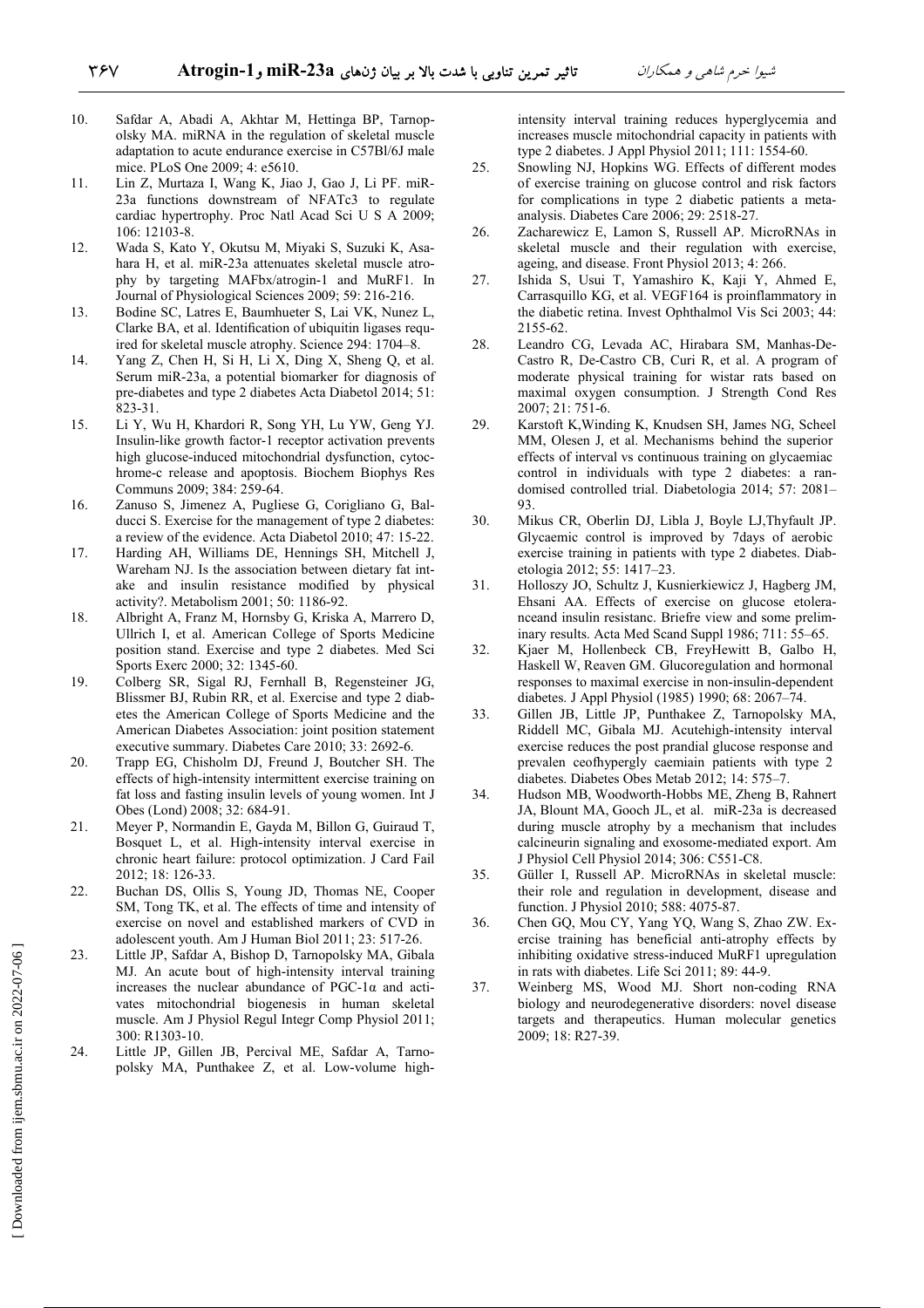10. Safdar A, Abadi A, Akhtar M, Hettinga BP, Tarnopolsky MA. miRNA in the regulation of skeletal muscle adaptation to acute endurance exercise in C57Bl/6J male mice. PLoS One 2009; 4: e5610.
11. Lin Z, Murtaza I, Wang K, Jiao J, Gao J, Li PF. miR-23a functions downstream of NFATc3 to regulate cardiac hypertrophy. Proc Natl Acad Sci U S A 2009; 106: 12103-8.
12. Wada S, Kato Y, Okutsu M, Miyaki S, Suzuki K, Asahara H, et al. miR-23a attenuates skeletal muscle atrophy by targeting MAFbx/atrogin-1 and MuRF1. In Journal of Physiological Sciences 2009; 59: 216-216.
13. Bodine SC, Latres E, Baumhueter S, Lai VK, Nunez L, Clarke BA, et al. Identification of ubiquitin ligases required for skeletal muscle atrophy. Science 294: 1704–8.
14. Yang Z, Chen H, Si H, Li X, Ding X, Sheng Q, et al. Serum miR-23a, a potential biomarker for diagnosis of pre-diabetes and type 2 diabetes Acta Diabetol 2014; 51: 823-31.
15. Li Y, Wu H, Khardori R, Song YH, Lu YW, Geng YJ. Insulin-like growth factor-1 receptor activation prevents high glucose-induced mitochondrial dysfunction, cytochrome-c release and apoptosis. Biochem Biophys Res Communs 2009; 384: 259-64.
16. Zanuso S, Jimenez A, Pugliese G, Corigliano G, Balducci S. Exercise for the management of type 2 diabetes: a review of the evidence. Acta Diabetol 2010; 47: 15-22.
17. Harding AH, Williams DE, Hennings SH, Mitchell J, Wareham NJ. Is the association between dietary fat intake and insulin resistance modified by physical activity?. Metabolism 2001; 50: 1186-92.
18. Albright A, Franz M, Hornsby G, Kriska A, Marrero D, Ullrich I, et al. American College of Sports Medicine position stand. Exercise and type 2 diabetes. Med Sci Sports Exerc 2000; 32: 1345-60.
19. Colberg SR, Sigal RJ, Fernhall B, Regensteiner JG, Blissmer BJ, Rubin RR, et al. Exercise and type 2 diabetes the American College of Sports Medicine and the American Diabetes Association: joint position statement executive summary. Diabetes Care 2010; 33: 2692-6.
20. Trapp EG, Chisholm DJ, Freund J, Boutcher SH. The effects of high-intensity intermittent exercise training on fat loss and fasting insulin levels of young women. Int J Obes (Lond) 2008; 32: 684-91.
21. Meyer P, Normandin E, Gayda M, Billon G, Guiraud T, Bosquet L, et al. High-intensity interval exercise in chronic heart failure: protocol optimization. J Card Fail 2012; 18: 126-33.
22. Buchan DS, Ollis S, Young JD, Thomas NE, Cooper SM, Tong TK, et al. The effects of time and intensity of exercise on novel and established markers of CVD in adolescent youth. Am J Human Biol 2011; 23: 517-26.
23. Little JP, Safdar A, Bishop D, Tarnopolsky MA, Gibala MJ. An acute bout of high-intensity interval training increases the nuclear abundance of PGC-1α and activates mitochondrial biogenesis in human skeletal muscle. Am J Physiol Regul Integr Comp Physiol 2011; 300: R1303-10.
24. Little JP, Gillen JB, Percival ME, Safdar A, Tarnopolsky MA, Punthakee Z, et al. Low-volume high-intensity interval training reduces hyperglycemia and increases muscle mitochondrial capacity in patients with type 2 diabetes. J Appl Physiol 2011; 111: 1554-60.
25. Snowling NJ, Hopkins WG. Effects of different modes of exercise training on glucose control and risk factors for complications in type 2 diabetic patients a meta-analysis. Diabetes Care 2006; 29: 2518-27.
26. Zacharewicz E, Lamon S, Russell AP. MicroRNAs in skeletal muscle and their regulation with exercise, ageing, and disease. Front Physiol 2013; 4: 266.
27. Ishida S, Usui T, Yamashiro K, Kaji Y, Ahmed E, Carrasquillo KG, et al. VEGF164 is proinflammatory in the diabetic retina. Invest Ophthalmol Vis Sci 2003; 44: 2155-62.
28. Leandro CG, Levada AC, Hirabara SM, Manhas-De-Castro R, De-Castro CB, Curi R, et al. A program of moderate physical training for wistar rats based on maximal oxygen consumption. J Strength Cond Res 2007; 21: 751-6.
29. Karstoft K,Winding K, Knudsen SH, James NG, Scheel MM, Olesen J, et al. Mechanisms behind the superior effects of interval vs continuous training on glycaemiac control in individuals with type 2 diabetes: a randomised controlled trial. Diabetologia 2014; 57: 2081–93.
30. Mikus CR, Oberlin DJ, Libla J, Boyle LJ,Thyfault JP. Glycaemic control is improved by 7days of aerobic exercise training in patients with type 2 diabetes. Diabetologia 2012; 55: 1417–23.
31. Holloszy JO, Schultz J, Kusnierkiewicz J, Hagberg JM, Ehsani AA. Effects of exercise on glucose etoleranceand insulin resistanc. Briefe view and some preliminary results. Acta Med Scand Suppl 1986; 711: 55–65.
32. Kjaer M, Hollenbeck CB, FreyHewitt B, Galbo H, Haskell W, Reaven GM. Glucoregulation and hormonal responses to maximal exercise in non-insulin-dependent diabetes. J Appl Physiol (1985) 1990; 68: 2067–74.
33. Gillen JB, Little JP, Punthakee Z, Tarnopolsky MA, Riddell MC, Gibala MJ. Acutehigh-intensity interval exercise reduces the post prandial glucose response and prevalen ceofhypergly caemiain patients with type 2 diabetes. Diabetes Obes Metab 2012; 14: 575–7.
34. Hudson MB, Woodworth-Hobbs ME, Zheng B, Rahnert JA, Blount MA, Gooch JL, et al. miR-23a is decreased during muscle atrophy by a mechanism that includes calcineurin signaling and exosome-mediated export. Am J Physiol Cell Physiol 2014; 306: C551-C8.
35. Güller I, Russell AP. MicroRNAs in skeletal muscle: their role and regulation in development, disease and function. J Physiol 2010; 588: 4075-87.
36. Chen GQ, Mou CY, Yang YQ, Wang S, Zhao ZW. Exercise training has beneficial anti-atrophy effects by inhibiting oxidative stress-induced MuRF1 upregulation in rats with diabetes. Life Sci 2011; 89: 44-9.
37. Weinberg MS, Wood MJ. Short non-coding RNA biology and neurodegenerative disorders: novel disease targets and therapeutics. Human molecular genetics 2009; 18: R27-39.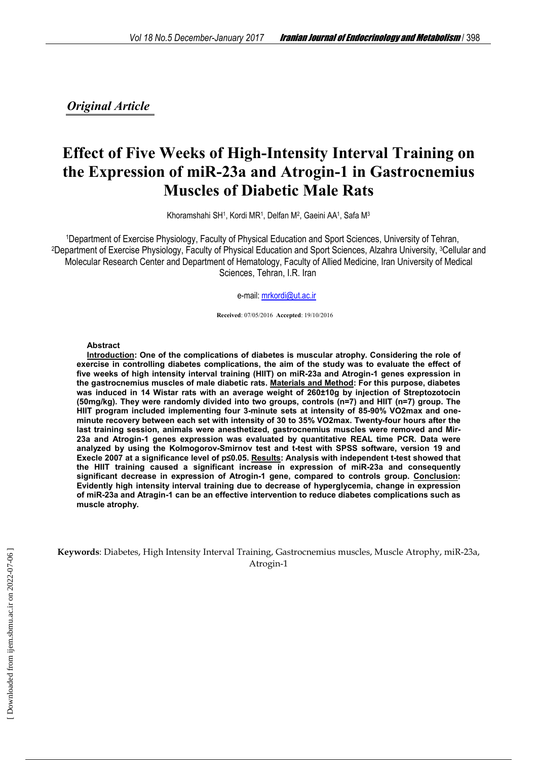*Original Article*

# Effect of Five Weeks of High-Intensity Interval Training on the Expression of miR-23a and Atrogin-1 in Gastrocnemius Muscles of Diabetic Male Rats

Khoramshahi SH[1], Kordi MR[1], Delfan M[2], Gaeini AA[1], Safa M[3]

[1]Department of Exercise Physiology, Faculty of Physical Education and Sport Sciences, University of Tehran, [2]Department of Exercise Physiology, Faculty of Physical Education and Sport Sciences, Alzahra University, [3]Cellular and Molecular Research Center and Department of Hematology, Faculty of Allied Medicine, Iran University of Medical Sciences, Tehran, I.R. Iran

e-mail: mrkordi@ut.ac.ir

**Received**: 07/05/2016 **Accepted**: 19/10/2016

**Abstract**

**Introduction: One of the complications of diabetes is muscular atrophy. Considering the role of exercise in controlling diabetes complications, the aim of the study was to evaluate the effect of five weeks of high intensity interval training (HIIT) on miR-23a and Atrogin-1 genes expression in the gastrocnemius muscles of male diabetic rats. Materials and Method: For this purpose, diabetes was induced in 14 Wistar rats with an average weight of 260±10g by injection of Streptozotocin (50mg/kg). They were randomly divided into two groups, controls (n=7) and HIIT (n=7) group. The HIIT program included implementing four 3-minute sets at intensity of 85-90% VO2max and one-minute recovery between each set with intensity of 30 to 35% VO2max. Twenty-four hours after the last training session, animals were anesthetized, gastrocnemius muscles were removed and Mir-23a and Atrogin-1 genes expression was evaluated by quantitative REAL time PCR. Data were analyzed by using the Kolmogorov-Smirnov test and t-test with SPSS software, version 19 and Execle 2007 at a significance level of p≤0.05. Results: Analysis with independent t-test showed that the HIIT training caused a significant increase in expression of miR-23a and consequently significant decrease in expression of Atrogin-1 gene, compared to controls group. Conclusion: Evidently high intensity interval training due to decrease of hyperglycemia, change in expression of miR-23a and Atragin-1 can be an effective intervention to reduce diabetes complications such as muscle atrophy.**

**Keywords**: Diabetes, High Intensity Interval Training, Gastrocnemius muscles, Muscle Atrophy, miR-23a, Atrogin-1